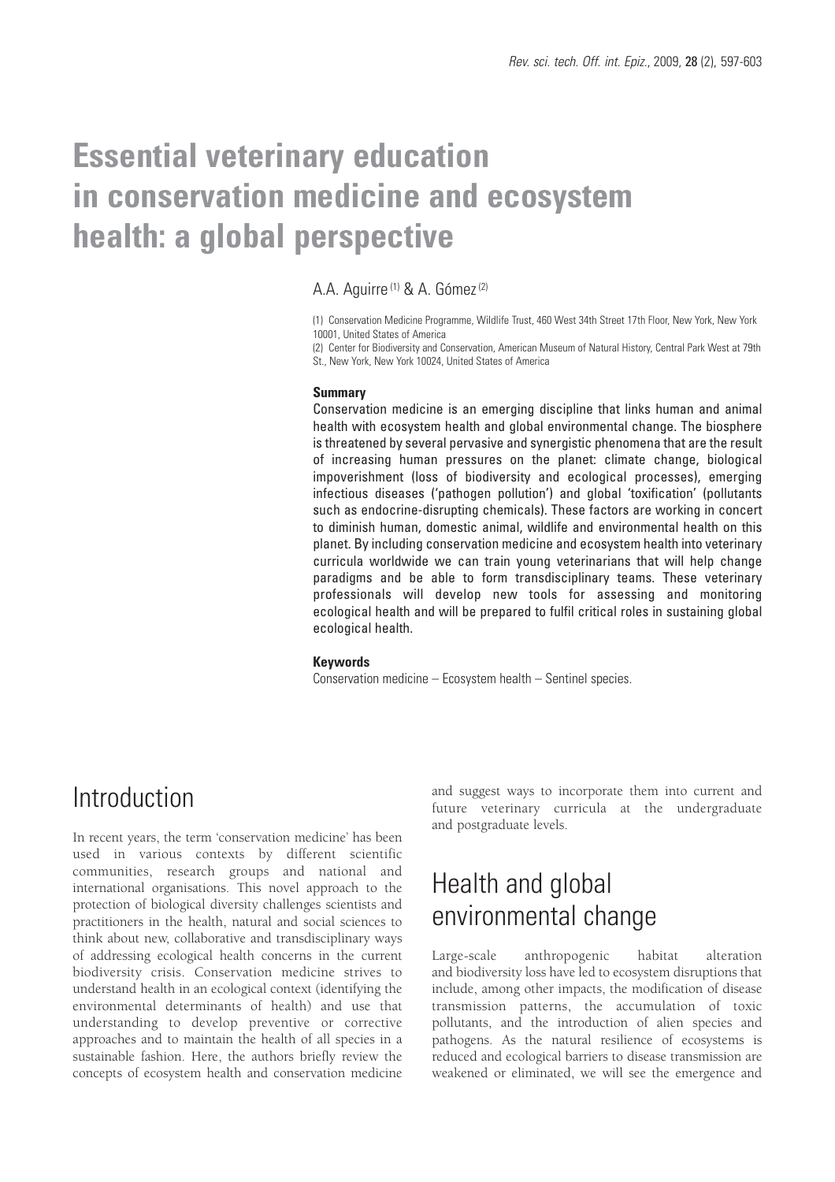# Essential veterinary education in conservation medicine and ecosystem health: a global perspective

A.A. Aguirre [1] & A. Gómez [2]

(1) Conservation Medicine Programme, Wildlife Trust, 460 West 34th Street 17th Floor, New York, New York 10001, United States of America

(2) Center for Biodiversity and Conservation, American Museum of Natural History, Central Park West at 79th St., New York, New York 10024, United States of America

**Summary**

Conservation medicine is an emerging discipline that links human and animal health with ecosystem health and global environmental change. The biosphere is threatened by several pervasive and synergistic phenomena that are the result of increasing human pressures on the planet: climate change, biological impoverishment (loss of biodiversity and ecological processes), emerging infectious diseases ('pathogen pollution') and global 'toxification' (pollutants such as endocrine-disrupting chemicals). These factors are working in concert to diminish human, domestic animal, wildlife and environmental health on this planet. By including conservation medicine and ecosystem health into veterinary curricula worldwide we can train young veterinarians that will help change paradigms and be able to form transdisciplinary teams. These veterinary professionals will develop new tools for assessing and monitoring ecological health and will be prepared to fulfil critical roles in sustaining global ecological health.

**Keywords**

Conservation medicine – Ecosystem health – Sentinel species.

## Introduction

In recent years, the term 'conservation medicine' has been used in various contexts by different scientific communities, research groups and national and international organisations. This novel approach to the protection of biological diversity challenges scientists and practitioners in the health, natural and social sciences to think about new, collaborative and transdisciplinary ways of addressing ecological health concerns in the current biodiversity crisis. Conservation medicine strives to understand health in an ecological context (identifying the environmental determinants of health) and use that understanding to develop preventive or corrective approaches and to maintain the health of all species in a sustainable fashion. Here, the authors briefly review the concepts of ecosystem health and conservation medicine and suggest ways to incorporate them into current and future veterinary curricula at the undergraduate and postgraduate levels.

## Health and global environmental change

Large-scale anthropogenic habitat alteration and biodiversity loss have led to ecosystem disruptions that include, among other impacts, the modification of disease transmission patterns, the accumulation of toxic pollutants, and the introduction of alien species and pathogens. As the natural resilience of ecosystems is reduced and ecological barriers to disease transmission are weakened or eliminated, we will see the emergence and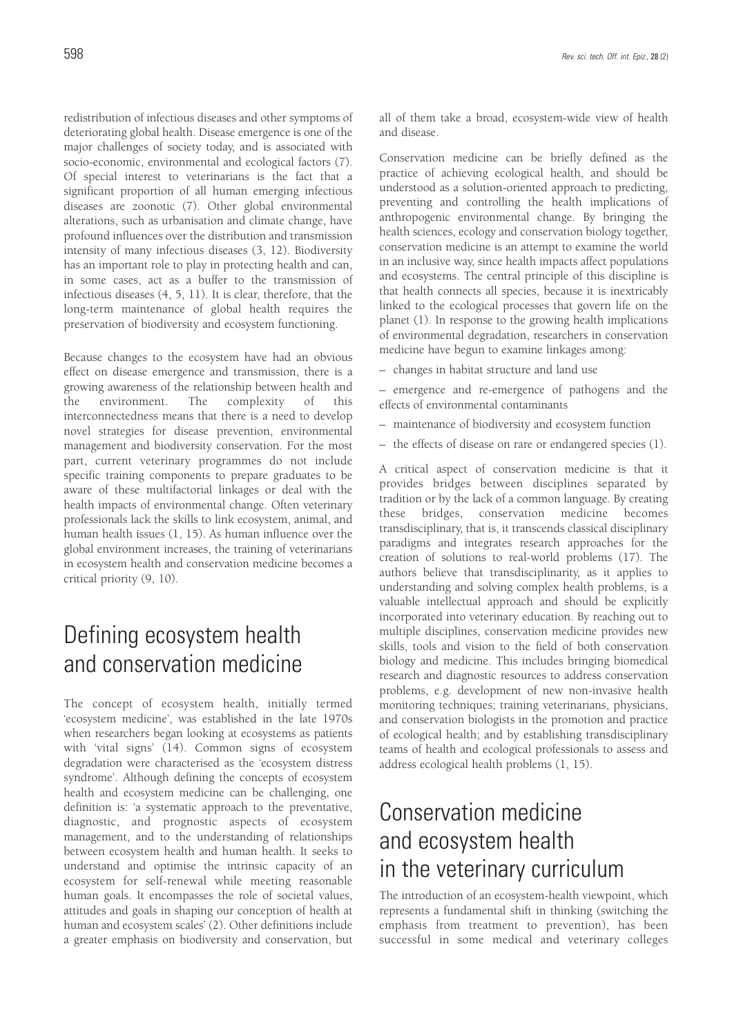redistribution of infectious diseases and other symptoms of deteriorating global health. Disease emergence is one of the major challenges of society today, and is associated with socio-economic, environmental and ecological factors (7). Of special interest to veterinarians is the fact that a significant proportion of all human emerging infectious diseases are zoonotic (7). Other global environmental alterations, such as urbanisation and climate change, have profound influences over the distribution and transmission intensity of many infectious diseases (3, 12). Biodiversity has an important role to play in protecting health and can, in some cases, act as a buffer to the transmission of infectious diseases (4, 5, 11). It is clear, therefore, that the long-term maintenance of global health requires the preservation of biodiversity and ecosystem functioning.

Because changes to the ecosystem have had an obvious effect on disease emergence and transmission, there is a growing awareness of the relationship between health and the environment. The complexity of this interconnectedness means that there is a need to develop novel strategies for disease prevention, environmental management and biodiversity conservation. For the most part, current veterinary programmes do not include specific training components to prepare graduates to be aware of these multifactorial linkages or deal with the health impacts of environmental change. Often veterinary professionals lack the skills to link ecosystem, animal, and human health issues (1, 15). As human influence over the global environment increases, the training of veterinarians in ecosystem health and conservation medicine becomes a critical priority (9, 10).

# Defining ecosystem health and conservation medicine

The concept of ecosystem health, initially termed 'ecosystem medicine', was established in the late 1970s when researchers began looking at ecosystems as patients with 'vital signs' (14). Common signs of ecosystem degradation were characterised as the 'ecosystem distress syndrome'. Although defining the concepts of ecosystem health and ecosystem medicine can be challenging, one definition is: 'a systematic approach to the preventative, diagnostic, and prognostic aspects of ecosystem management, and to the understanding of relationships between ecosystem health and human health. It seeks to understand and optimise the intrinsic capacity of an ecosystem for self-renewal while meeting reasonable human goals. It encompasses the role of societal values, attitudes and goals in shaping our conception of health at human and ecosystem scales' (2). Other definitions include a greater emphasis on biodiversity and conservation, but all of them take a broad, ecosystem-wide view of health and disease.

Conservation medicine can be briefly defined as the practice of achieving ecological health, and should be understood as a solution-oriented approach to predicting, preventing and controlling the health implications of anthropogenic environmental change. By bringing the health sciences, ecology and conservation biology together, conservation medicine is an attempt to examine the world in an inclusive way, since health impacts affect populations and ecosystems. The central principle of this discipline is that health connects all species, because it is inextricably linked to the ecological processes that govern life on the planet (1). In response to the growing health implications of environmental degradation, researchers in conservation medicine have begun to examine linkages among:

– changes in habitat structure and land use

– emergence and re-emergence of pathogens and the effects of environmental contaminants

– maintenance of biodiversity and ecosystem function

– the effects of disease on rare or endangered species (1).

A critical aspect of conservation medicine is that it provides bridges between disciplines separated by tradition or by the lack of a common language. By creating these bridges, conservation medicine becomes transdisciplinary, that is, it transcends classical disciplinary paradigms and integrates research approaches for the creation of solutions to real-world problems (17). The authors believe that transdisciplinarity, as it applies to understanding and solving complex health problems, is a valuable intellectual approach and should be explicitly incorporated into veterinary education. By reaching out to multiple disciplines, conservation medicine provides new skills, tools and vision to the field of both conservation biology and medicine. This includes bringing biomedical research and diagnostic resources to address conservation problems, e.g. development of new non-invasive health monitoring techniques; training veterinarians, physicians, and conservation biologists in the promotion and practice of ecological health; and by establishing transdisciplinary teams of health and ecological professionals to assess and address ecological health problems (1, 15).

# Conservation medicine and ecosystem health in the veterinary curriculum

The introduction of an ecosystem-health viewpoint, which represents a fundamental shift in thinking (switching the emphasis from treatment to prevention), has been successful in some medical and veterinary colleges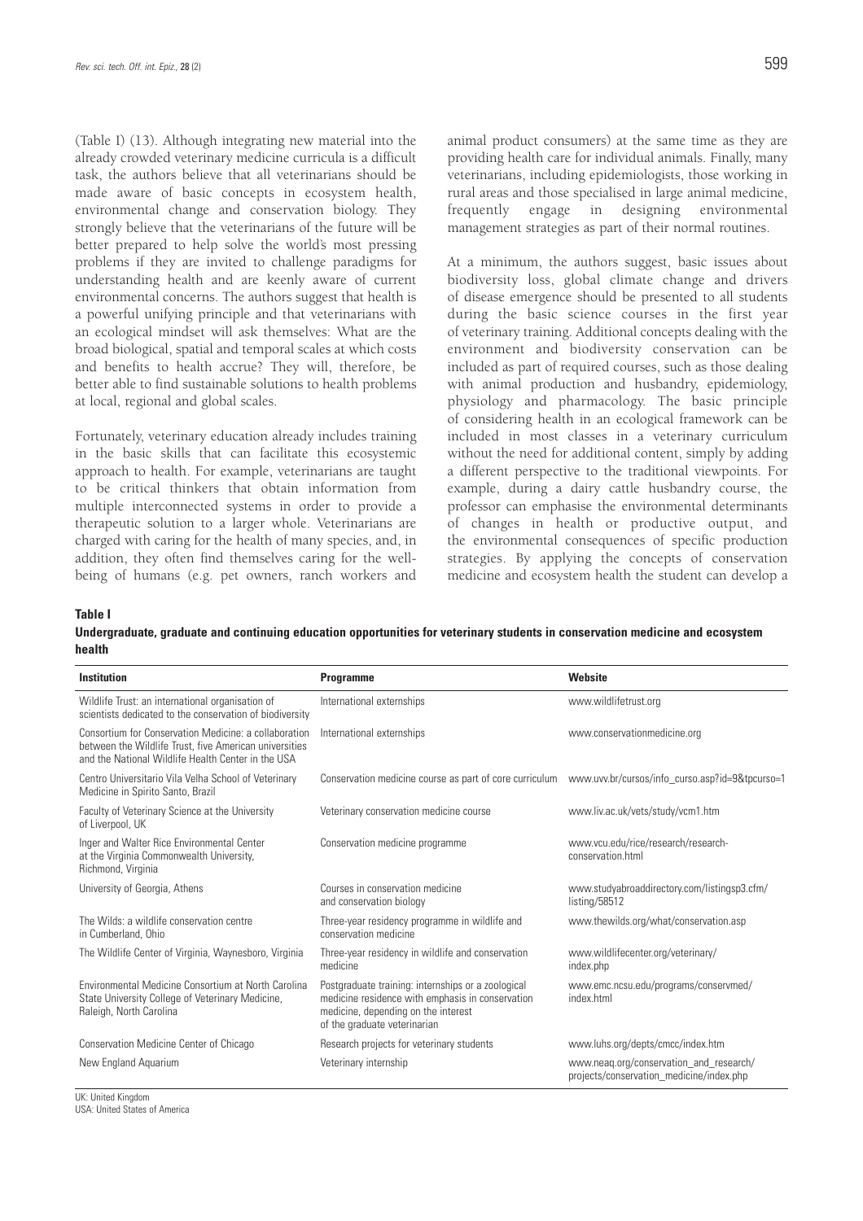(Table I) (13). Although integrating new material into the already crowded veterinary medicine curricula is a difficult task, the authors believe that all veterinarians should be made aware of basic concepts in ecosystem health, environmental change and conservation biology. They strongly believe that the veterinarians of the future will be better prepared to help solve the world's most pressing problems if they are invited to challenge paradigms for understanding health and are keenly aware of current environmental concerns. The authors suggest that health is a powerful unifying principle and that veterinarians with an ecological mindset will ask themselves: What are the broad biological, spatial and temporal scales at which costs and benefits to health accrue? They will, therefore, be better able to find sustainable solutions to health problems at local, regional and global scales.

Fortunately, veterinary education already includes training in the basic skills that can facilitate this ecosystemic approach to health. For example, veterinarians are taught to be critical thinkers that obtain information from multiple interconnected systems in order to provide a therapeutic solution to a larger whole. Veterinarians are charged with caring for the health of many species, and, in addition, they often find themselves caring for the well-being of humans (e.g. pet owners, ranch workers and animal product consumers) at the same time as they are providing health care for individual animals. Finally, many veterinarians, including epidemiologists, those working in rural areas and those specialised in large animal medicine, frequently engage in designing environmental management strategies as part of their normal routines.

At a minimum, the authors suggest, basic issues about biodiversity loss, global climate change and drivers of disease emergence should be presented to all students during the basic science courses in the first year of veterinary training. Additional concepts dealing with the environment and biodiversity conservation can be included as part of required courses, such as those dealing with animal production and husbandry, epidemiology, physiology and pharmacology. The basic principle of considering health in an ecological framework can be included in most classes in a veterinary curriculum without the need for additional content, simply by adding a different perspective to the traditional viewpoints. For example, during a dairy cattle husbandry course, the professor can emphasise the environmental determinants of changes in health or productive output, and the environmental consequences of specific production strategies. By applying the concepts of conservation medicine and ecosystem health the student can develop a

**Table I**

**Undergraduate, graduate and continuing education opportunities for veterinary students in conservation medicine and ecosystem health**

| Institution | Programme | Website |
|---|---|---|
| Wildlife Trust: an international organisation of scientists dedicated to the conservation of biodiversity | International externships | www.wildlifetrust.org |
| Consortium for Conservation Medicine: a collaboration between the Wildlife Trust, five American universities and the National Wildlife Health Center in the USA | International externships | www.conservationmedicine.org |
| Centro Universitario Vila Velha School of Veterinary Medicine in Spirito Santo, Brazil | Conservation medicine course as part of core curriculum | www.uvv.br/cursos/info_curso.asp?id=9&tpcurso=1 |
| Faculty of Veterinary Science at the University of Liverpool, UK | Veterinary conservation medicine course | www.liv.ac.uk/vets/study/vcm1.htm |
| Inger and Walter Rice Environmental Center at the Virginia Commonwealth University, Richmond, Virginia | Conservation medicine programme | www.vcu.edu/rice/research/research-conservation.html |
| University of Georgia, Athens | Courses in conservation medicine and conservation biology | www.studyabroaddirectory.com/listingsp3.cfm/listing/58512 |
| The Wilds: a wildlife conservation centre in Cumberland, Ohio | Three-year residency programme in wildlife and conservation medicine | www.thewilds.org/what/conservation.asp |
| The Wildlife Center of Virginia, Waynesboro, Virginia | Three-year residency in wildlife and conservation medicine | www.wildlifecenter.org/veterinary/index.php |
| Environmental Medicine Consortium at North Carolina State University College of Veterinary Medicine, Raleigh, North Carolina | Postgraduate training: internships or a zoological medicine residence with emphasis in conservation medicine, depending on the interest of the graduate veterinarian | www.emc.ncsu.edu/programs/conservmed/index.html |
| Conservation Medicine Center of Chicago | Research projects for veterinary students | www.luhs.org/depts/cmcc/index.htm |
| New England Aquarium | Veterinary internship | www.neaq.org/conservation_and_research/projects/conservation_medicine/index.php |

UK: United Kingdom
USA: United States of America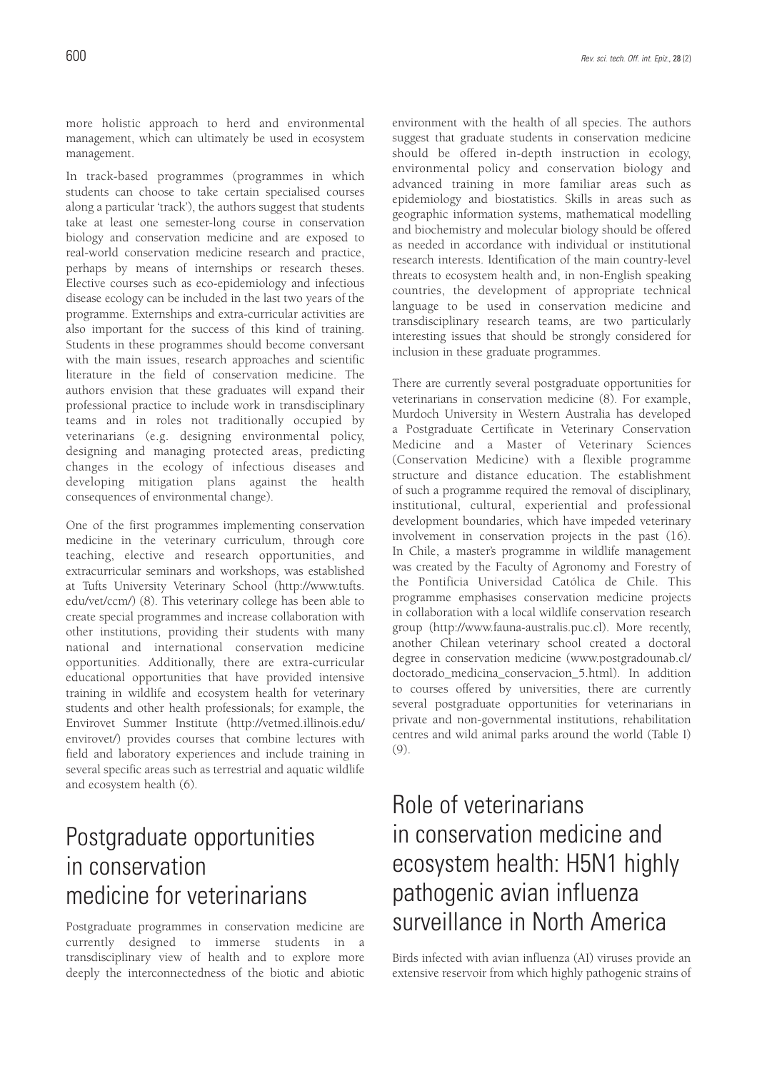more holistic approach to herd and environmental management, which can ultimately be used in ecosystem management.

In track-based programmes (programmes in which students can choose to take certain specialised courses along a particular 'track'), the authors suggest that students take at least one semester-long course in conservation biology and conservation medicine and are exposed to real-world conservation medicine research and practice, perhaps by means of internships or research theses. Elective courses such as eco-epidemiology and infectious disease ecology can be included in the last two years of the programme. Externships and extra-curricular activities are also important for the success of this kind of training. Students in these programmes should become conversant with the main issues, research approaches and scientific literature in the field of conservation medicine. The authors envision that these graduates will expand their professional practice to include work in transdisciplinary teams and in roles not traditionally occupied by veterinarians (e.g. designing environmental policy, designing and managing protected areas, predicting changes in the ecology of infectious diseases and developing mitigation plans against the health consequences of environmental change).

One of the first programmes implementing conservation medicine in the veterinary curriculum, through core teaching, elective and research opportunities, and extracurricular seminars and workshops, was established at Tufts University Veterinary School (http://www.tufts.edu/vet/ccm/) (8). This veterinary college has been able to create special programmes and increase collaboration with other institutions, providing their students with many national and international conservation medicine opportunities. Additionally, there are extra-curricular educational opportunities that have provided intensive training in wildlife and ecosystem health for veterinary students and other health professionals; for example, the Envirovet Summer Institute (http://vetmed.illinois.edu/envirovet/) provides courses that combine lectures with field and laboratory experiences and include training in several specific areas such as terrestrial and aquatic wildlife and ecosystem health (6).

## Postgraduate opportunities in conservation medicine for veterinarians

Postgraduate programmes in conservation medicine are currently designed to immerse students in a transdisciplinary view of health and to explore more deeply the interconnectedness of the biotic and abiotic environment with the health of all species. The authors suggest that graduate students in conservation medicine should be offered in-depth instruction in ecology, environmental policy and conservation biology and advanced training in more familiar areas such as epidemiology and biostatistics. Skills in areas such as geographic information systems, mathematical modelling and biochemistry and molecular biology should be offered as needed in accordance with individual or institutional research interests. Identification of the main country-level threats to ecosystem health and, in non-English speaking countries, the development of appropriate technical language to be used in conservation medicine and transdisciplinary research teams, are two particularly interesting issues that should be strongly considered for inclusion in these graduate programmes.

There are currently several postgraduate opportunities for veterinarians in conservation medicine (8). For example, Murdoch University in Western Australia has developed a Postgraduate Certificate in Veterinary Conservation Medicine and a Master of Veterinary Sciences (Conservation Medicine) with a flexible programme structure and distance education. The establishment of such a programme required the removal of disciplinary, institutional, cultural, experiential and professional development boundaries, which have impeded veterinary involvement in conservation projects in the past (16). In Chile, a master's programme in wildlife management was created by the Faculty of Agronomy and Forestry of the Pontificia Universidad Católica de Chile. This programme emphasises conservation medicine projects in collaboration with a local wildlife conservation research group (http://www.fauna-australis.puc.cl). More recently, another Chilean veterinary school created a doctoral degree in conservation medicine (www.postgradounab.cl/doctorado_medicina_conservacion_5.html). In addition to courses offered by universities, there are currently several postgraduate opportunities for veterinarians in private and non-governmental institutions, rehabilitation centres and wild animal parks around the world (Table I) (9).

## Role of veterinarians in conservation medicine and ecosystem health: H5N1 highly pathogenic avian influenza surveillance in North America

Birds infected with avian influenza (AI) viruses provide an extensive reservoir from which highly pathogenic strains of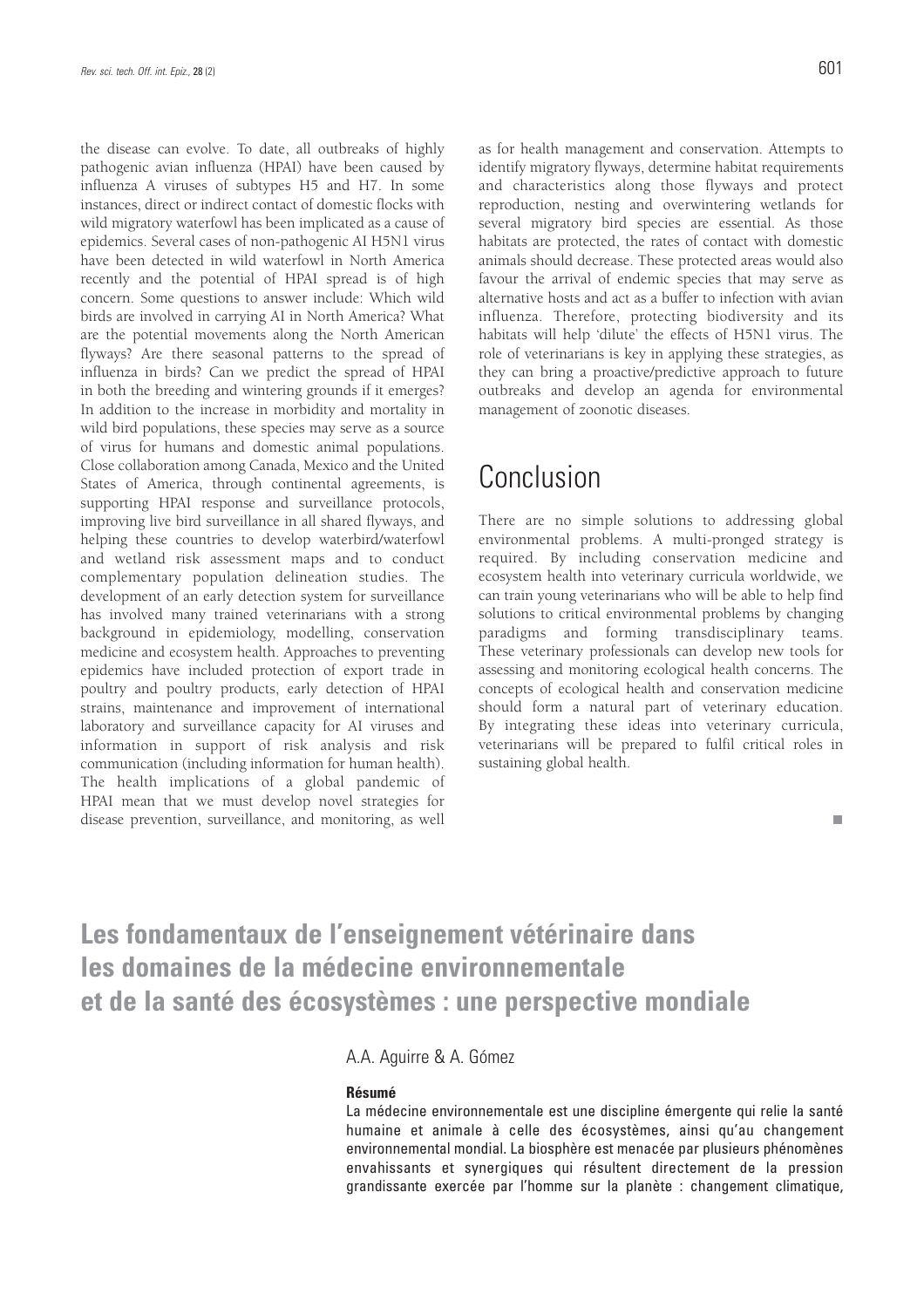the disease can evolve. To date, all outbreaks of highly pathogenic avian influenza (HPAI) have been caused by influenza A viruses of subtypes H5 and H7. In some instances, direct or indirect contact of domestic flocks with wild migratory waterfowl has been implicated as a cause of epidemics. Several cases of non-pathogenic AI H5N1 virus have been detected in wild waterfowl in North America recently and the potential of HPAI spread is of high concern. Some questions to answer include: Which wild birds are involved in carrying AI in North America? What are the potential movements along the North American flyways? Are there seasonal patterns to the spread of influenza in birds? Can we predict the spread of HPAI in both the breeding and wintering grounds if it emerges? In addition to the increase in morbidity and mortality in wild bird populations, these species may serve as a source of virus for humans and domestic animal populations. Close collaboration among Canada, Mexico and the United States of America, through continental agreements, is supporting HPAI response and surveillance protocols, improving live bird surveillance in all shared flyways, and helping these countries to develop waterbird/waterfowl and wetland risk assessment maps and to conduct complementary population delineation studies. The development of an early detection system for surveillance has involved many trained veterinarians with a strong background in epidemiology, modelling, conservation medicine and ecosystem health. Approaches to preventing epidemics have included protection of export trade in poultry and poultry products, early detection of HPAI strains, maintenance and improvement of international laboratory and surveillance capacity for AI viruses and information in support of risk analysis and risk communication (including information for human health). The health implications of a global pandemic of HPAI mean that we must develop novel strategies for disease prevention, surveillance, and monitoring, as well as for health management and conservation. Attempts to identify migratory flyways, determine habitat requirements and characteristics along those flyways and protect reproduction, nesting and overwintering wetlands for several migratory bird species are essential. As those habitats are protected, the rates of contact with domestic animals should decrease. These protected areas would also favour the arrival of endemic species that may serve as alternative hosts and act as a buffer to infection with avian influenza. Therefore, protecting biodiversity and its habitats will help 'dilute' the effects of H5N1 virus. The role of veterinarians is key in applying these strategies, as they can bring a proactive/predictive approach to future outbreaks and develop an agenda for environmental management of zoonotic diseases.

## Conclusion

There are no simple solutions to addressing global environmental problems. A multi-pronged strategy is required. By including conservation medicine and ecosystem health into veterinary curricula worldwide, we can train young veterinarians who will be able to help find solutions to critical environmental problems by changing paradigms and forming transdisciplinary teams. These veterinary professionals can develop new tools for assessing and monitoring ecological health concerns. The concepts of ecological health and conservation medicine should form a natural part of veterinary education. By integrating these ideas into veterinary curricula, veterinarians will be prepared to fulfil critical roles in sustaining global health.

# Les fondamentaux de l'enseignement vétérinaire dans les domaines de la médecine environnementale et de la santé des écosystèmes : une perspective mondiale

A.A. Aguirre & A. Gómez

**Résumé**

La médecine environnementale est une discipline émergente qui relie la santé humaine et animale à celle des écosystèmes, ainsi qu'au changement environnemental mondial. La biosphère est menacée par plusieurs phénomènes envahissants et synergiques qui résultent directement de la pression grandissante exercée par l'homme sur la planète : changement climatique,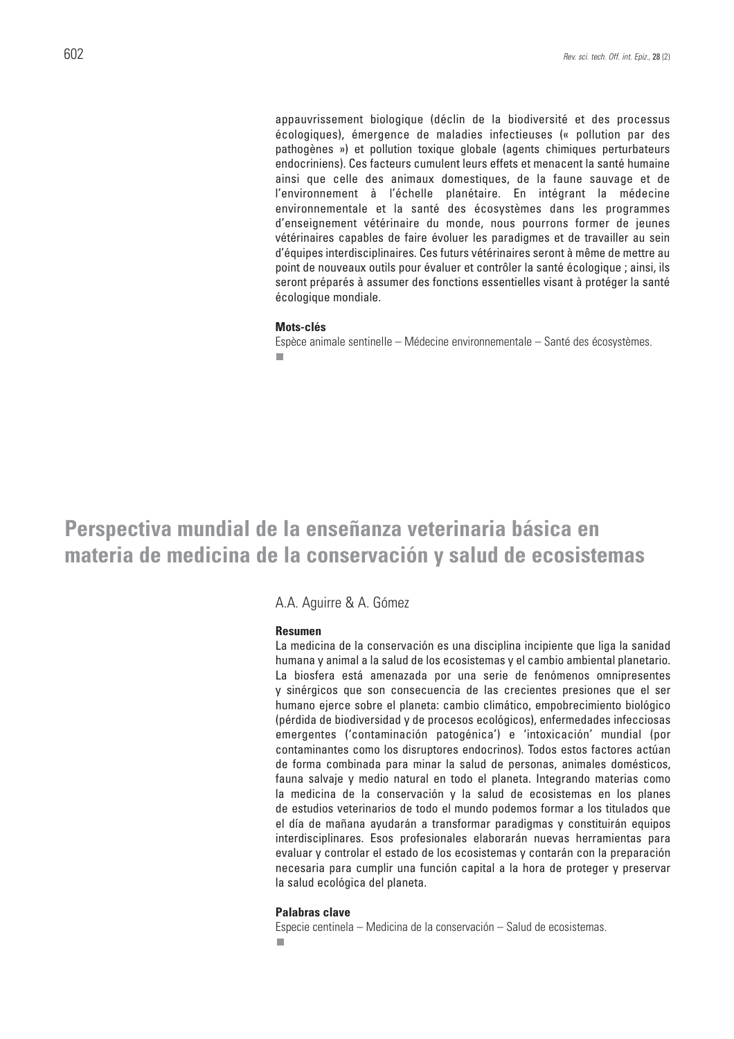appauvrissement biologique (déclin de la biodiversité et des processus écologiques), émergence de maladies infectieuses (« pollution par des pathogènes ») et pollution toxique globale (agents chimiques perturbateurs endocriniens). Ces facteurs cumulent leurs effets et menacent la santé humaine ainsi que celle des animaux domestiques, de la faune sauvage et de l'environnement à l'échelle planétaire. En intégrant la médecine environnementale et la santé des écosystèmes dans les programmes d'enseignement vétérinaire du monde, nous pourrons former de jeunes vétérinaires capables de faire évoluer les paradigmes et de travailler au sein d'équipes interdisciplinaires. Ces futurs vétérinaires seront à même de mettre au point de nouveaux outils pour évaluer et contrôler la santé écologique ; ainsi, ils seront préparés à assumer des fonctions essentielles visant à protéger la santé écologique mondiale.

**Mots-clés**

Espèce animale sentinelle – Médecine environnementale – Santé des écosystèmes.

# Perspectiva mundial de la enseñanza veterinaria básica en materia de medicina de la conservación y salud de ecosistemas

A.A. Aguirre & A. Gómez

**Resumen**

La medicina de la conservación es una disciplina incipiente que liga la sanidad humana y animal a la salud de los ecosistemas y el cambio ambiental planetario. La biosfera está amenazada por una serie de fenómenos omnipresentes y sinérgicos que son consecuencia de las crecientes presiones que el ser humano ejerce sobre el planeta: cambio climático, empobrecimiento biológico (pérdida de biodiversidad y de procesos ecológicos), enfermedades infecciosas emergentes ('contaminación patogénica') e 'intoxicación' mundial (por contaminantes como los disruptores endocrinos). Todos estos factores actúan de forma combinada para minar la salud de personas, animales domésticos, fauna salvaje y medio natural en todo el planeta. Integrando materias como la medicina de la conservación y la salud de ecosistemas en los planes de estudios veterinarios de todo el mundo podemos formar a los titulados que el día de mañana ayudarán a transformar paradigmas y constituirán equipos interdisciplinares. Esos profesionales elaborarán nuevas herramientas para evaluar y controlar el estado de los ecosistemas y contarán con la preparación necesaria para cumplir una función capital a la hora de proteger y preservar la salud ecológica del planeta.

**Palabras clave**

Especie centinela – Medicina de la conservación – Salud de ecosistemas.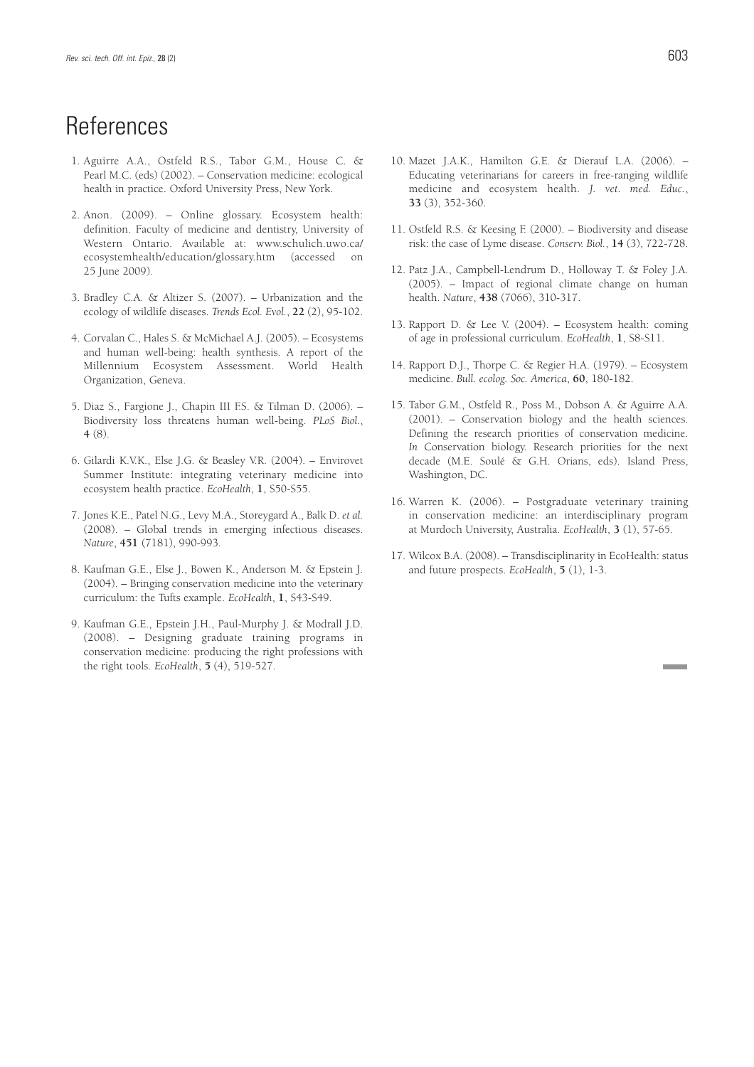# References

1. Aguirre A.A., Ostfeld R.S., Tabor G.M., House C. & Pearl M.C. (eds) (2002). – Conservation medicine: ecological health in practice. Oxford University Press, New York.

2. Anon. (2009). – Online glossary. Ecosystem health: definition. Faculty of medicine and dentistry, University of Western Ontario. Available at: www.schulich.uwo.ca/ecosystemhealth/education/glossary.htm (accessed on 25 June 2009).

3. Bradley C.A. & Altizer S. (2007). – Urbanization and the ecology of wildlife diseases. *Trends Ecol. Evol.*, **22** (2), 95-102.

4. Corvalan C., Hales S. & McMichael A.J. (2005). – Ecosystems and human well-being: health synthesis. A report of the Millennium Ecosystem Assessment. World Health Organization, Geneva.

5. Diaz S., Fargione J., Chapin III F.S. & Tilman D. (2006). – Biodiversity loss threatens human well-being. *PLoS Biol.*, **4** (8).

6. Gilardi K.V.K., Else J.G. & Beasley V.R. (2004). – Envirovet Summer Institute: integrating veterinary medicine into ecosystem health practice. *EcoHealth*, **1**, S50-S55.

7. Jones K.E., Patel N.G., Levy M.A., Storeygard A., Balk D. *et al.* (2008). – Global trends in emerging infectious diseases. *Nature*, **451** (7181), 990-993.

8. Kaufman G.E., Else J., Bowen K., Anderson M. & Epstein J. (2004). – Bringing conservation medicine into the veterinary curriculum: the Tufts example. *EcoHealth*, **1**, S43-S49.

9. Kaufman G.E., Epstein J.H., Paul-Murphy J. & Modrall J.D. (2008). – Designing graduate training programs in conservation medicine: producing the right professions with the right tools. *EcoHealth*, **5** (4), 519-527.

10. Mazet J.A.K., Hamilton G.E. & Dierauf L.A. (2006). – Educating veterinarians for careers in free-ranging wildlife medicine and ecosystem health. *J. vet. med. Educ.*, **33** (3), 352-360.

11. Ostfeld R.S. & Keesing F. (2000). – Biodiversity and disease risk: the case of Lyme disease. *Conserv. Biol.*, **14** (3), 722-728.

12. Patz J.A., Campbell-Lendrum D., Holloway T. & Foley J.A. (2005). – Impact of regional climate change on human health. *Nature*, **438** (7066), 310-317.

13. Rapport D. & Lee V. (2004). – Ecosystem health: coming of age in professional curriculum. *EcoHealth*, **1**, S8-S11.

14. Rapport D.J., Thorpe C. & Regier H.A. (1979). – Ecosystem medicine. *Bull. ecolog. Soc. America*, **60**, 180-182.

15. Tabor G.M., Ostfeld R., Poss M., Dobson A. & Aguirre A.A. (2001). – Conservation biology and the health sciences. Defining the research priorities of conservation medicine. *In* Conservation biology. Research priorities for the next decade (M.E. Soulé & G.H. Orians, eds). Island Press, Washington, DC.

16. Warren K. (2006). – Postgraduate veterinary training in conservation medicine: an interdisciplinary program at Murdoch University, Australia. *EcoHealth*, **3** (1), 57-65.

17. Wilcox B.A. (2008). – Transdisciplinarity in EcoHealth: status and future prospects. *EcoHealth*, **5** (1), 1-3.